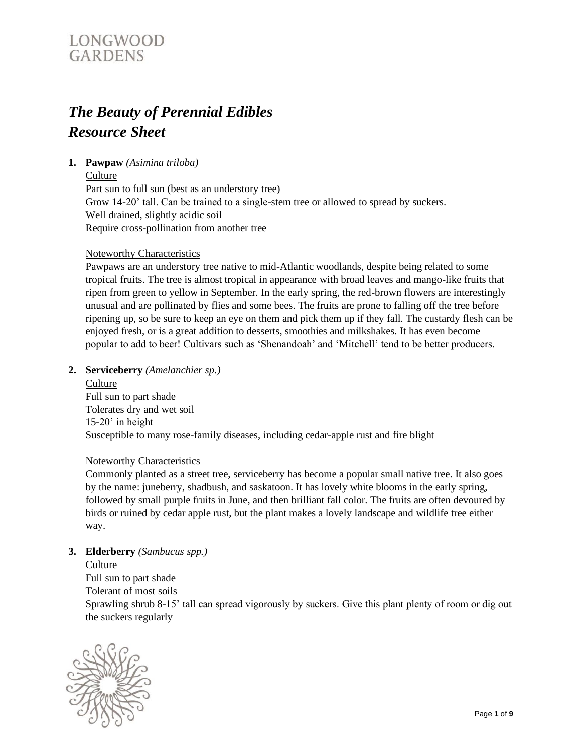LONGWOOD GARDENS

# *The Beauty of Perennial Edibles Resource Sheet*

1. **Pawpaw** *(Asimina triloba)*

   Culture

   Part sun to full sun (best as an understory tree)
   Grow 14-20' tall. Can be trained to a single-stem tree or allowed to spread by suckers.
   Well drained, slightly acidic soil
   Require cross-pollination from another tree

   Noteworthy Characteristics

   Pawpaws are an understory tree native to mid-Atlantic woodlands, despite being related to some tropical fruits. The tree is almost tropical in appearance with broad leaves and mango-like fruits that ripen from green to yellow in September. In the early spring, the red-brown flowers are interestingly unusual and are pollinated by flies and some bees. The fruits are prone to falling off the tree before ripening up, so be sure to keep an eye on them and pick them up if they fall. The custardy flesh can be enjoyed fresh, or is a great addition to desserts, smoothies and milkshakes. It has even become popular to add to beer! Cultivars such as 'Shenandoah' and 'Mitchell' tend to be better producers.

2. **Serviceberry** *(Amelanchier sp.)*

   Culture

   Full sun to part shade
   Tolerates dry and wet soil
   15-20' in height
   Susceptible to many rose-family diseases, including cedar-apple rust and fire blight

   Noteworthy Characteristics

   Commonly planted as a street tree, serviceberry has become a popular small native tree. It also goes by the name: juneberry, shadbush, and saskatoon. It has lovely white blooms in the early spring, followed by small purple fruits in June, and then brilliant fall color. The fruits are often devoured by birds or ruined by cedar apple rust, but the plant makes a lovely landscape and wildlife tree either way.

3. **Elderberry** *(Sambucus spp.)*

   Culture

   Full sun to part shade
   Tolerant of most soils
   Sprawling shrub 8-15' tall can spread vigorously by suckers. Give this plant plenty of room or dig out the suckers regularly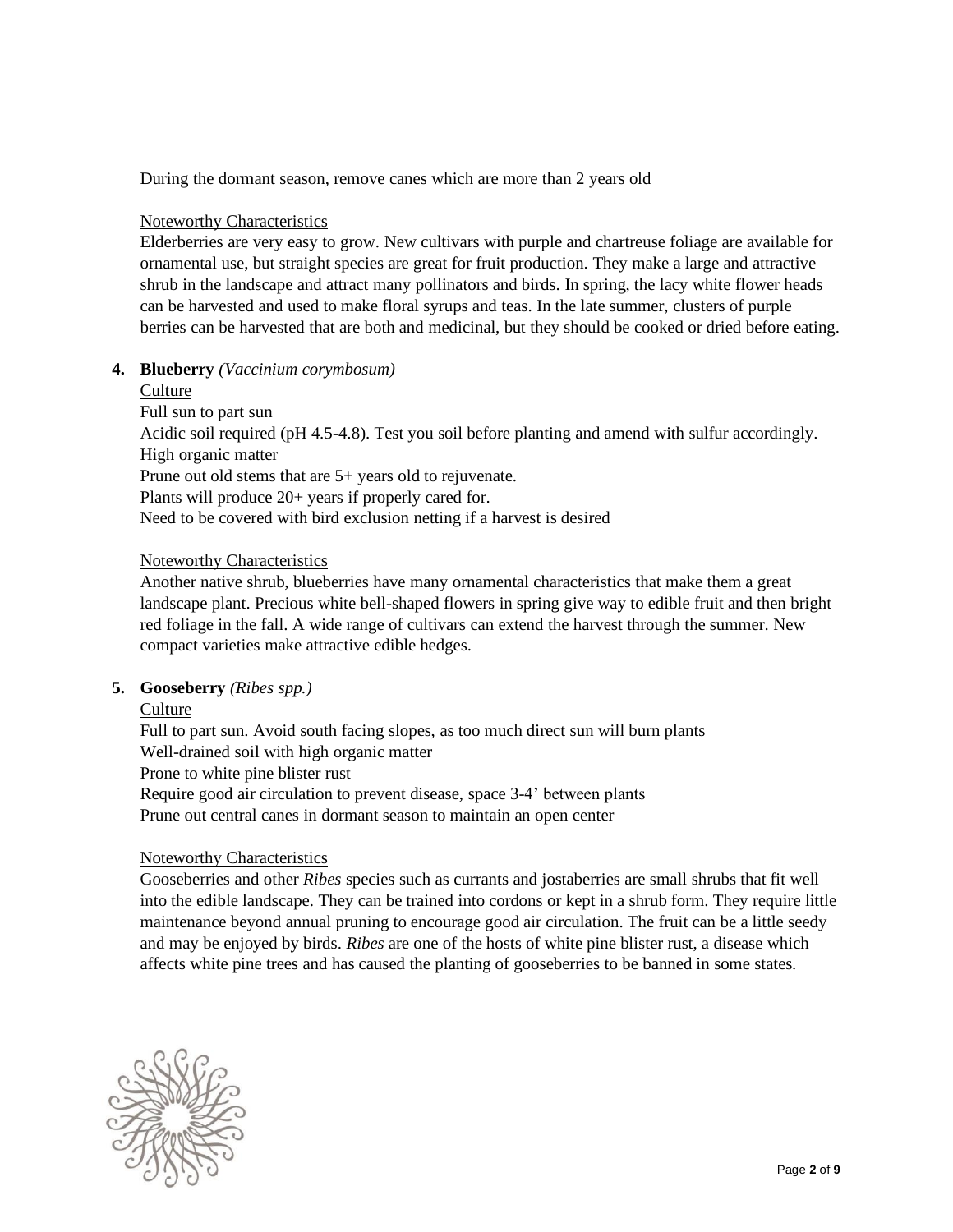During the dormant season, remove canes which are more than 2 years old

Noteworthy Characteristics

Elderberries are very easy to grow. New cultivars with purple and chartreuse foliage are available for ornamental use, but straight species are great for fruit production. They make a large and attractive shrub in the landscape and attract many pollinators and birds. In spring, the lacy white flower heads can be harvested and used to make floral syrups and teas. In the late summer, clusters of purple berries can be harvested that are both and medicinal, but they should be cooked or dried before eating.

4. **Blueberry** *(Vaccinium corymbosum)*

Culture

Full sun to part sun
Acidic soil required (pH 4.5-4.8). Test you soil before planting and amend with sulfur accordingly.
High organic matter
Prune out old stems that are 5+ years old to rejuvenate.
Plants will produce 20+ years if properly cared for.
Need to be covered with bird exclusion netting if a harvest is desired

Noteworthy Characteristics

Another native shrub, blueberries have many ornamental characteristics that make them a great landscape plant. Precious white bell-shaped flowers in spring give way to edible fruit and then bright red foliage in the fall. A wide range of cultivars can extend the harvest through the summer. New compact varieties make attractive edible hedges.

5. **Gooseberry** *(Ribes spp.)*

Culture

Full to part sun. Avoid south facing slopes, as too much direct sun will burn plants
Well-drained soil with high organic matter
Prone to white pine blister rust
Require good air circulation to prevent disease, space 3-4' between plants
Prune out central canes in dormant season to maintain an open center

Noteworthy Characteristics

Gooseberries and other *Ribes* species such as currants and jostaberries are small shrubs that fit well into the edible landscape. They can be trained into cordons or kept in a shrub form. They require little maintenance beyond annual pruning to encourage good air circulation. The fruit can be a little seedy and may be enjoyed by birds. *Ribes* are one of the hosts of white pine blister rust, a disease which affects white pine trees and has caused the planting of gooseberries to be banned in some states.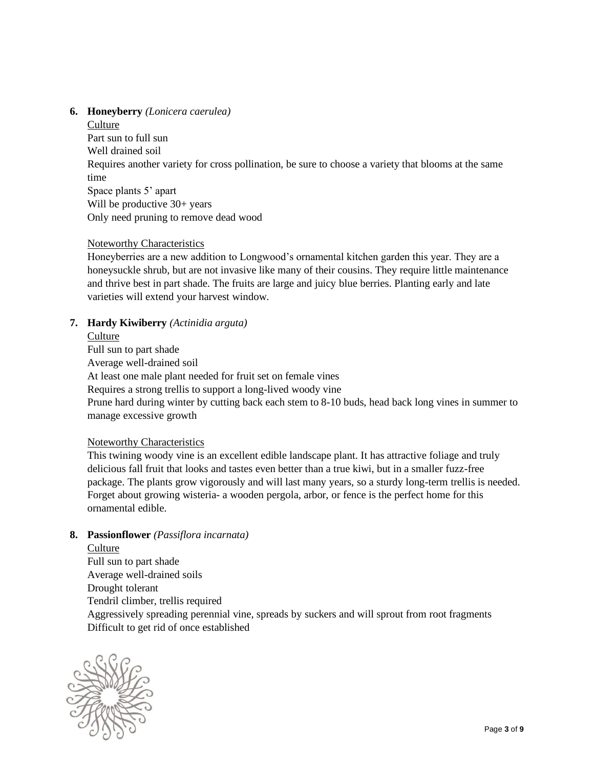6. **Honeyberry** *(Lonicera caerulea)*

   Culture

   Part sun to full sun
   Well drained soil
   Requires another variety for cross pollination, be sure to choose a variety that blooms at the same time
   Space plants 5' apart
   Will be productive 30+ years
   Only need pruning to remove dead wood

   Noteworthy Characteristics

   Honeyberries are a new addition to Longwood's ornamental kitchen garden this year. They are a honeysuckle shrub, but are not invasive like many of their cousins. They require little maintenance and thrive best in part shade. The fruits are large and juicy blue berries. Planting early and late varieties will extend your harvest window.

7. **Hardy Kiwiberry** *(Actinidia arguta)*

   Culture

   Full sun to part shade
   Average well-drained soil
   At least one male plant needed for fruit set on female vines
   Requires a strong trellis to support a long-lived woody vine
   Prune hard during winter by cutting back each stem to 8-10 buds, head back long vines in summer to manage excessive growth

   Noteworthy Characteristics

   This twining woody vine is an excellent edible landscape plant. It has attractive foliage and truly delicious fall fruit that looks and tastes even better than a true kiwi, but in a smaller fuzz-free package. The plants grow vigorously and will last many years, so a sturdy long-term trellis is needed. Forget about growing wisteria- a wooden pergola, arbor, or fence is the perfect home for this ornamental edible.

8. **Passionflower** *(Passiflora incarnata)*

   Culture

   Full sun to part shade
   Average well-drained soils
   Drought tolerant
   Tendril climber, trellis required
   Aggressively spreading perennial vine, spreads by suckers and will sprout from root fragments
   Difficult to get rid of once established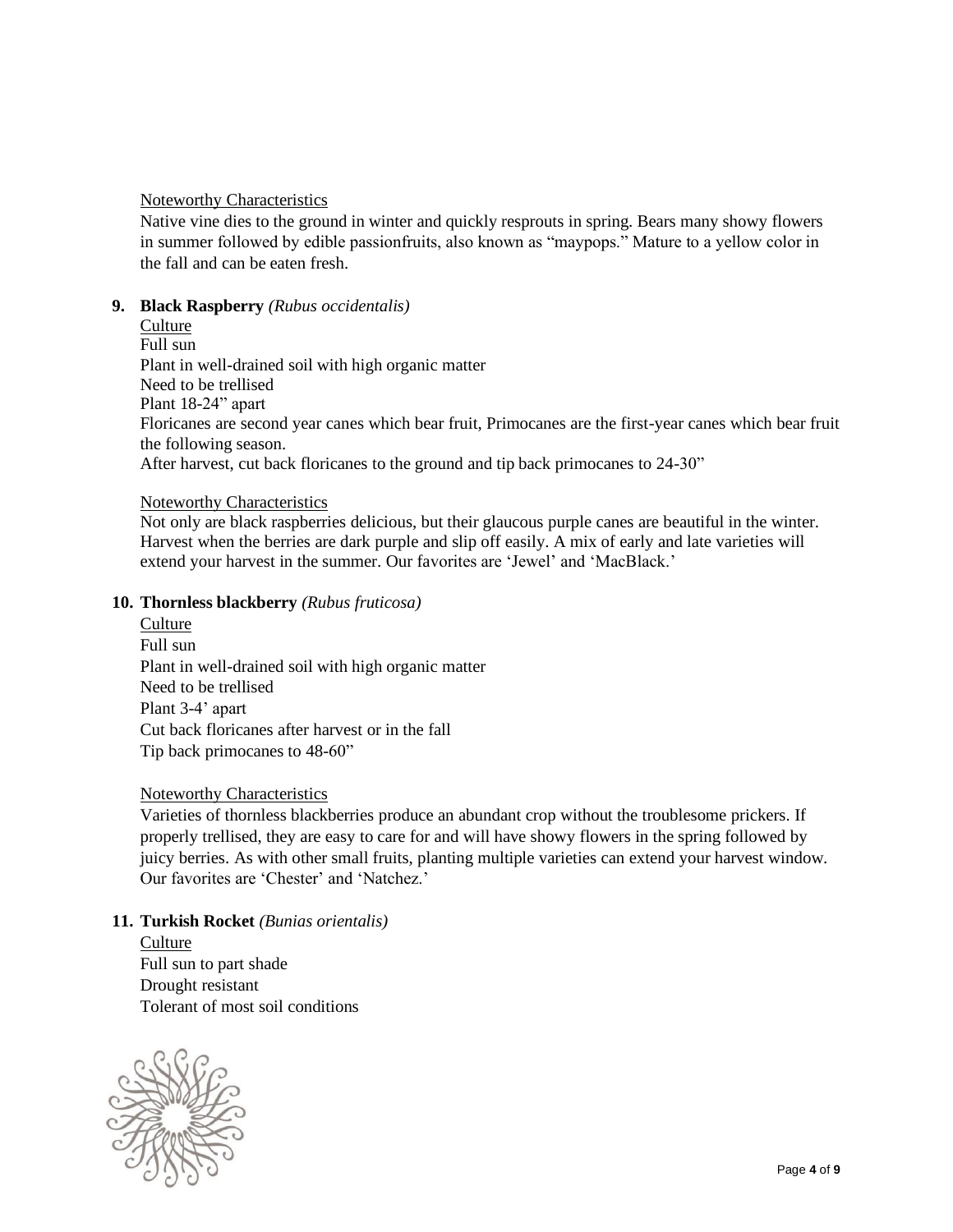Noteworthy Characteristics

Native vine dies to the ground in winter and quickly resprouts in spring. Bears many showy flowers in summer followed by edible passionfruits, also known as "maypops." Mature to a yellow color in the fall and can be eaten fresh.

**9. Black Raspberry** *(Rubus occidentalis)*

Culture

Full sun
Plant in well-drained soil with high organic matter
Need to be trellised
Plant 18-24" apart
Floricanes are second year canes which bear fruit, Primocanes are the first-year canes which bear fruit the following season.
After harvest, cut back floricanes to the ground and tip back primocanes to 24-30"

Noteworthy Characteristics

Not only are black raspberries delicious, but their glaucous purple canes are beautiful in the winter. Harvest when the berries are dark purple and slip off easily. A mix of early and late varieties will extend your harvest in the summer. Our favorites are 'Jewel' and 'MacBlack.'

**10. Thornless blackberry** *(Rubus fruticosa)*

Culture

Full sun
Plant in well-drained soil with high organic matter
Need to be trellised
Plant 3-4' apart
Cut back floricanes after harvest or in the fall
Tip back primocanes to 48-60"

Noteworthy Characteristics

Varieties of thornless blackberries produce an abundant crop without the troublesome prickers. If properly trellised, they are easy to care for and will have showy flowers in the spring followed by juicy berries. As with other small fruits, planting multiple varieties can extend your harvest window. Our favorites are 'Chester' and 'Natchez.'

**11. Turkish Rocket** *(Bunias orientalis)*

Culture

Full sun to part shade
Drought resistant
Tolerant of most soil conditions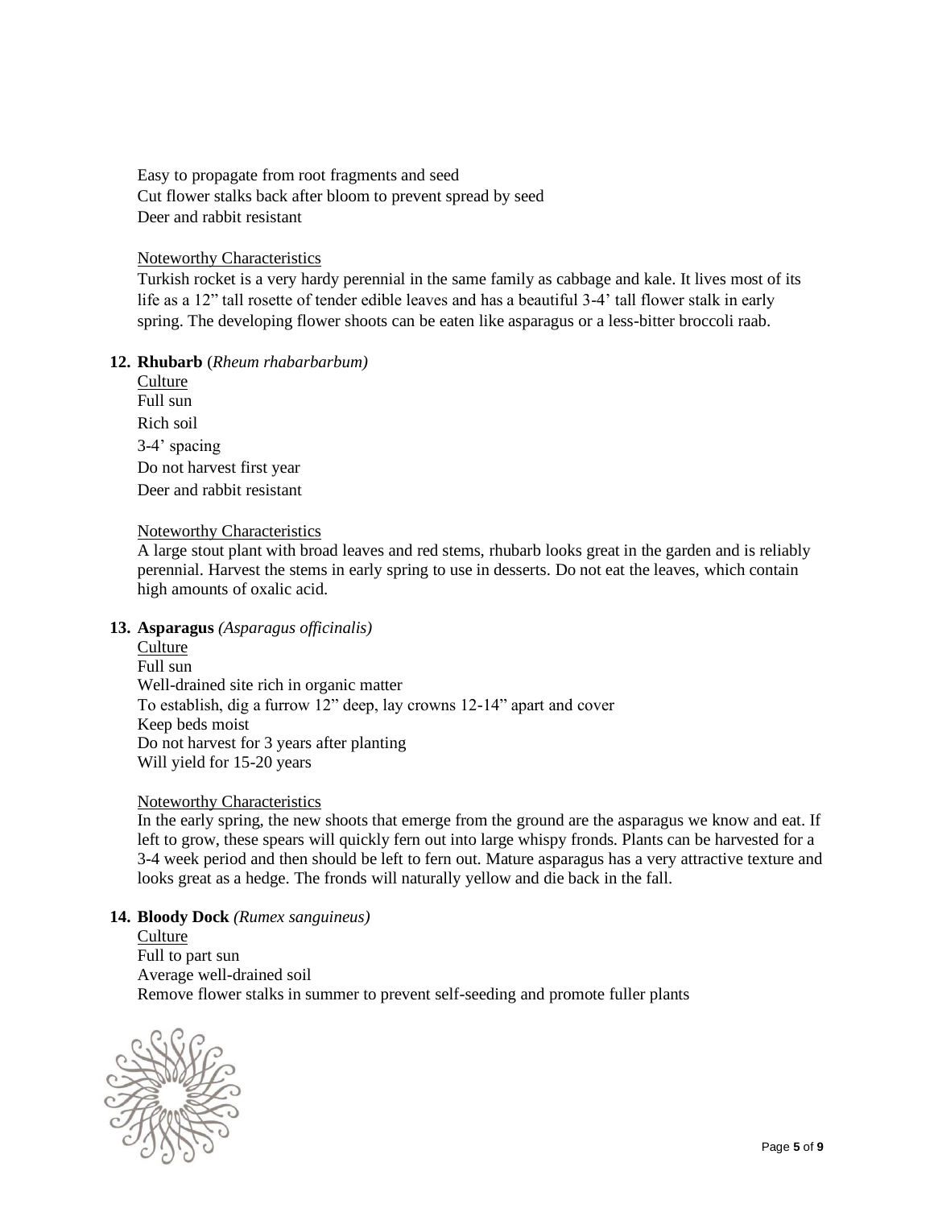Easy to propagate from root fragments and seed
Cut flower stalks back after bloom to prevent spread by seed
Deer and rabbit resistant

Noteworthy Characteristics

Turkish rocket is a very hardy perennial in the same family as cabbage and kale. It lives most of its life as a 12" tall rosette of tender edible leaves and has a beautiful 3-4' tall flower stalk in early spring. The developing flower shoots can be eaten like asparagus or a less-bitter broccoli raab.

**12. Rhubarb** (*Rheum rhabarbarbum)*

Culture
Full sun
Rich soil
3-4' spacing
Do not harvest first year
Deer and rabbit resistant

Noteworthy Characteristics

A large stout plant with broad leaves and red stems, rhubarb looks great in the garden and is reliably perennial. Harvest the stems in early spring to use in desserts. Do not eat the leaves, which contain high amounts of oxalic acid.

**13. Asparagus** *(Asparagus officinalis)*

Culture
Full sun
Well-drained site rich in organic matter
To establish, dig a furrow 12" deep, lay crowns 12-14" apart and cover
Keep beds moist
Do not harvest for 3 years after planting
Will yield for 15-20 years

Noteworthy Characteristics

In the early spring, the new shoots that emerge from the ground are the asparagus we know and eat. If left to grow, these spears will quickly fern out into large whispy fronds. Plants can be harvested for a 3-4 week period and then should be left to fern out. Mature asparagus has a very attractive texture and looks great as a hedge. The fronds will naturally yellow and die back in the fall.

**14. Bloody Dock** *(Rumex sanguineus)*

Culture
Full to part sun
Average well-drained soil
Remove flower stalks in summer to prevent self-seeding and promote fuller plants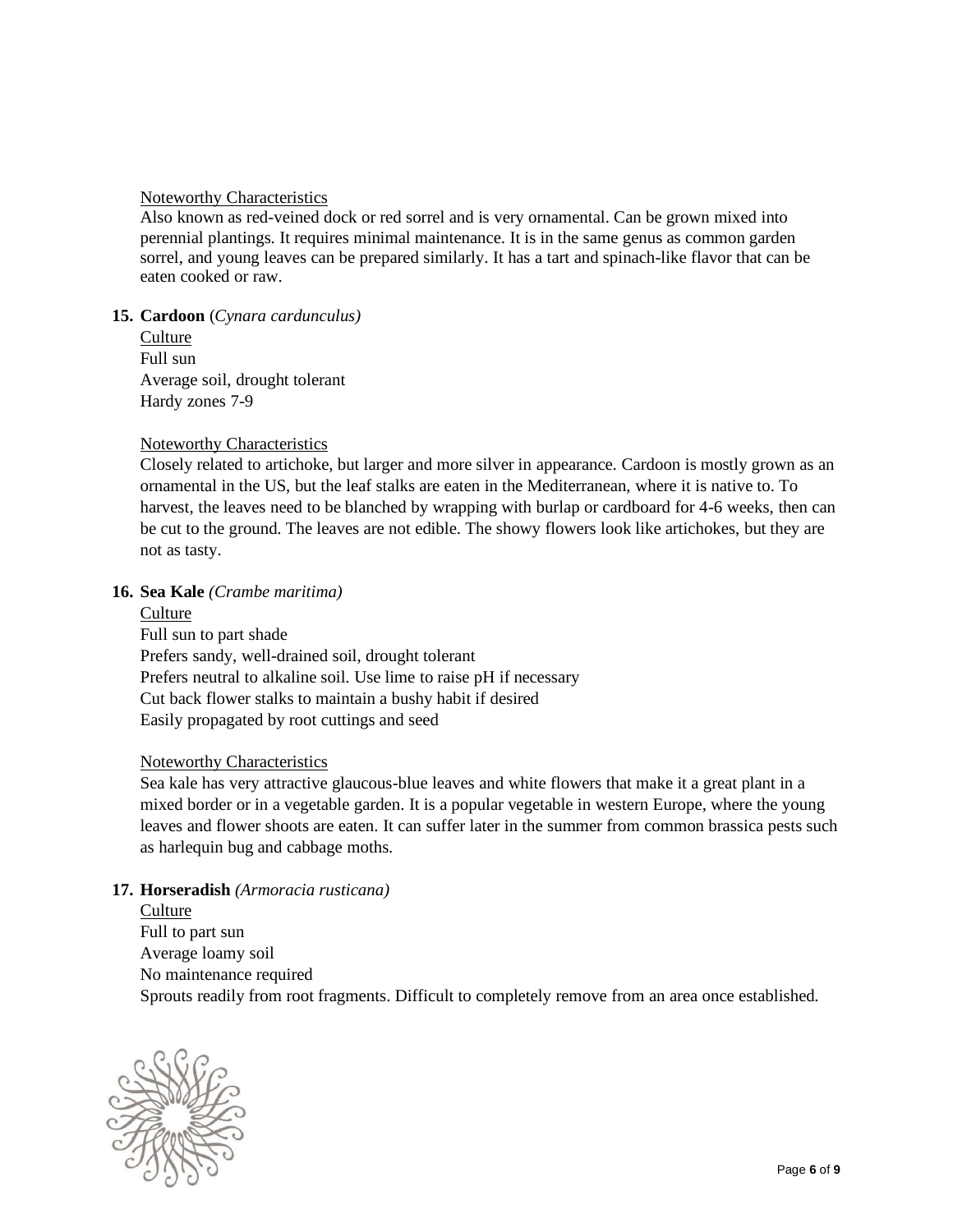Noteworthy Characteristics

Also known as red-veined dock or red sorrel and is very ornamental. Can be grown mixed into perennial plantings. It requires minimal maintenance. It is in the same genus as common garden sorrel, and young leaves can be prepared similarly. It has a tart and spinach-like flavor that can be eaten cooked or raw.

15. **Cardoon** (*Cynara cardunculus)*

Culture

Full sun
Average soil, drought tolerant
Hardy zones 7-9

Noteworthy Characteristics

Closely related to artichoke, but larger and more silver in appearance. Cardoon is mostly grown as an ornamental in the US, but the leaf stalks are eaten in the Mediterranean, where it is native to. To harvest, the leaves need to be blanched by wrapping with burlap or cardboard for 4-6 weeks, then can be cut to the ground. The leaves are not edible. The showy flowers look like artichokes, but they are not as tasty.

16. **Sea Kale** *(Crambe maritima)*

Culture

Full sun to part shade
Prefers sandy, well-drained soil, drought tolerant
Prefers neutral to alkaline soil. Use lime to raise pH if necessary
Cut back flower stalks to maintain a bushy habit if desired
Easily propagated by root cuttings and seed

Noteworthy Characteristics

Sea kale has very attractive glaucous-blue leaves and white flowers that make it a great plant in a mixed border or in a vegetable garden. It is a popular vegetable in western Europe, where the young leaves and flower shoots are eaten. It can suffer later in the summer from common brassica pests such as harlequin bug and cabbage moths.

17. **Horseradish** *(Armoracia rusticana)*

Culture

Full to part sun
Average loamy soil
No maintenance required
Sprouts readily from root fragments. Difficult to completely remove from an area once established.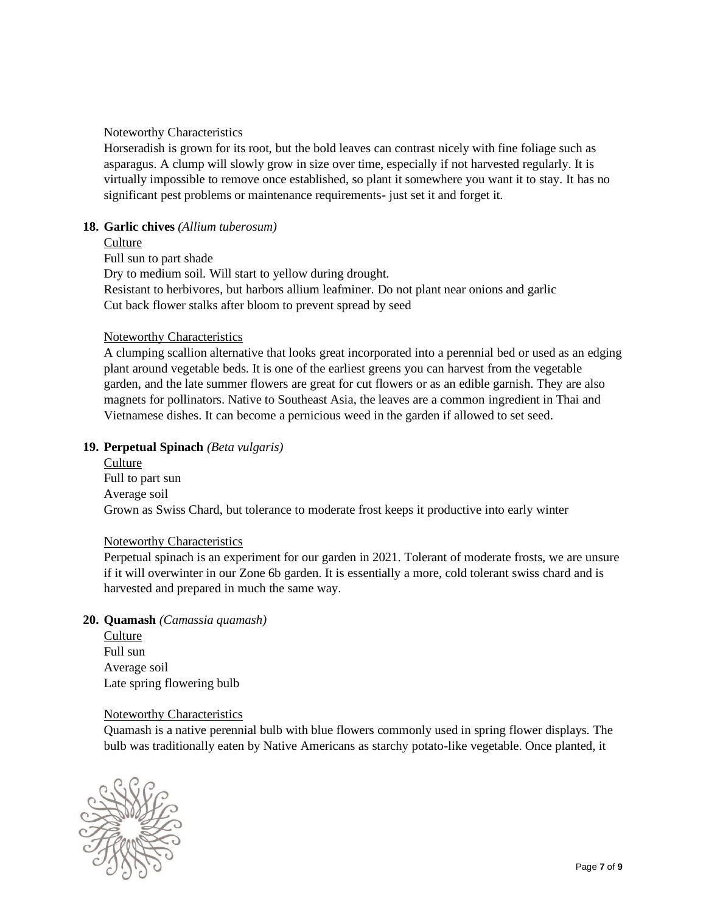Noteworthy Characteristics

Horseradish is grown for its root, but the bold leaves can contrast nicely with fine foliage such as asparagus. A clump will slowly grow in size over time, especially if not harvested regularly. It is virtually impossible to remove once established, so plant it somewhere you want it to stay. It has no significant pest problems or maintenance requirements- just set it and forget it.

18. **Garlic chives** *(Allium tuberosum)*

    Culture

    Full sun to part shade
    Dry to medium soil. Will start to yellow during drought.
    Resistant to herbivores, but harbors allium leafminer. Do not plant near onions and garlic
    Cut back flower stalks after bloom to prevent spread by seed

    Noteworthy Characteristics

    A clumping scallion alternative that looks great incorporated into a perennial bed or used as an edging plant around vegetable beds. It is one of the earliest greens you can harvest from the vegetable garden, and the late summer flowers are great for cut flowers or as an edible garnish. They are also magnets for pollinators. Native to Southeast Asia, the leaves are a common ingredient in Thai and Vietnamese dishes. It can become a pernicious weed in the garden if allowed to set seed.

19. **Perpetual Spinach** *(Beta vulgaris)*

    Culture

    Full to part sun
    Average soil
    Grown as Swiss Chard, but tolerance to moderate frost keeps it productive into early winter

    Noteworthy Characteristics

    Perpetual spinach is an experiment for our garden in 2021. Tolerant of moderate frosts, we are unsure if it will overwinter in our Zone 6b garden. It is essentially a more, cold tolerant swiss chard and is harvested and prepared in much the same way.

20. **Quamash** *(Camassia quamash)*

    Culture

    Full sun
    Average soil
    Late spring flowering bulb

    Noteworthy Characteristics

    Quamash is a native perennial bulb with blue flowers commonly used in spring flower displays. The bulb was traditionally eaten by Native Americans as starchy potato-like vegetable. Once planted, it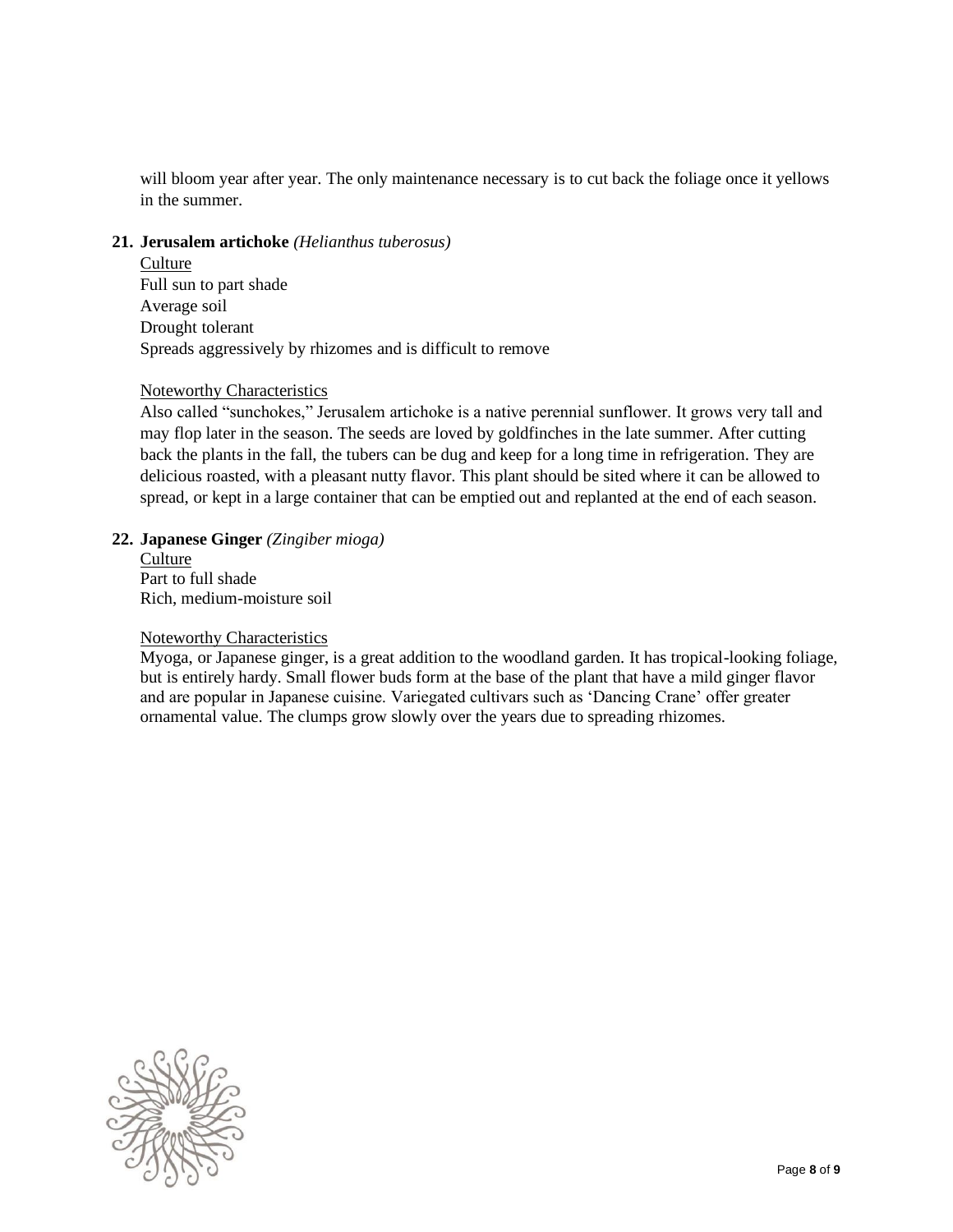will bloom year after year. The only maintenance necessary is to cut back the foliage once it yellows in the summer.

**21. Jerusalem artichoke** *(Helianthus tuberosus)*

Culture

Full sun to part shade
Average soil
Drought tolerant
Spreads aggressively by rhizomes and is difficult to remove

Noteworthy Characteristics

Also called "sunchokes," Jerusalem artichoke is a native perennial sunflower. It grows very tall and may flop later in the season. The seeds are loved by goldfinches in the late summer. After cutting back the plants in the fall, the tubers can be dug and keep for a long time in refrigeration. They are delicious roasted, with a pleasant nutty flavor. This plant should be sited where it can be allowed to spread, or kept in a large container that can be emptied out and replanted at the end of each season.

**22. Japanese Ginger** *(Zingiber mioga)*

Culture

Part to full shade
Rich, medium-moisture soil

Noteworthy Characteristics

Myoga, or Japanese ginger, is a great addition to the woodland garden. It has tropical-looking foliage, but is entirely hardy. Small flower buds form at the base of the plant that have a mild ginger flavor and are popular in Japanese cuisine. Variegated cultivars such as 'Dancing Crane' offer greater ornamental value. The clumps grow slowly over the years due to spreading rhizomes.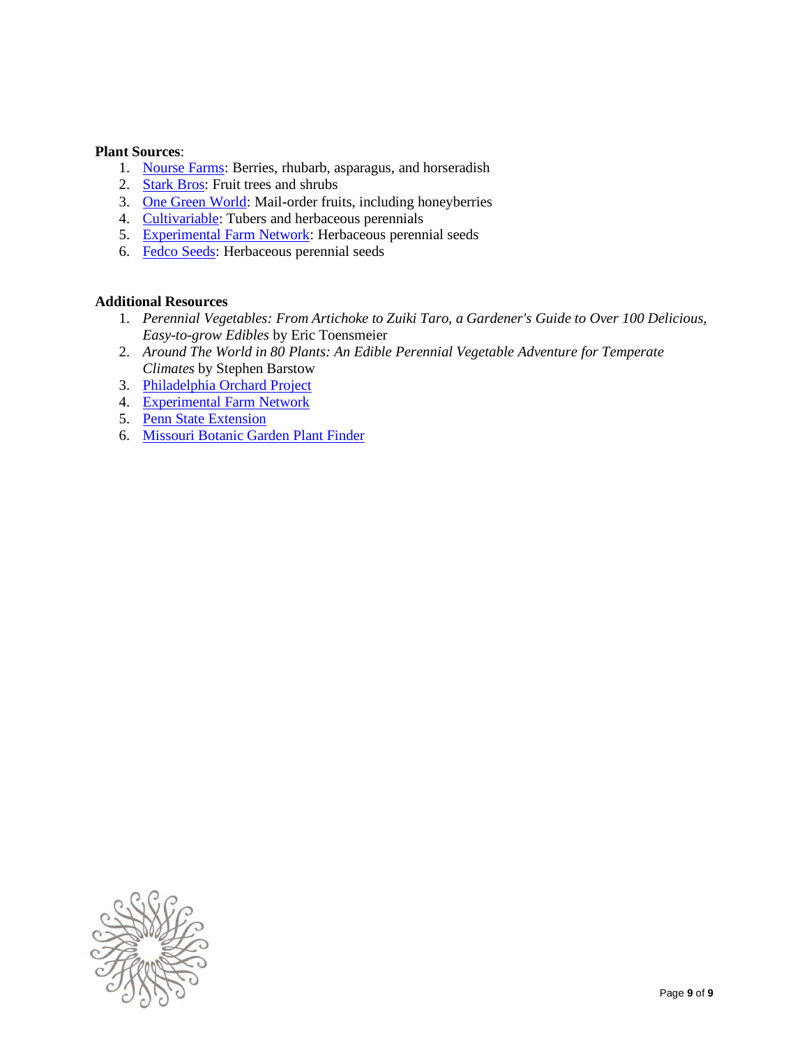**Plant Sources**:

1. Nourse Farms: Berries, rhubarb, asparagus, and horseradish
2. Stark Bros: Fruit trees and shrubs
3. One Green World: Mail-order fruits, including honeyberries
4. Cultivariable: Tubers and herbaceous perennials
5. Experimental Farm Network: Herbaceous perennial seeds
6. Fedco Seeds: Herbaceous perennial seeds

**Additional Resources**

1. *Perennial Vegetables: From Artichoke to Zuiki Taro, a Gardener's Guide to Over 100 Delicious, Easy-to-grow Edibles* by Eric Toensmeier
2. *Around The World in 80 Plants: An Edible Perennial Vegetable Adventure for Temperate Climates* by Stephen Barstow
3. Philadelphia Orchard Project
4. Experimental Farm Network
5. Penn State Extension
6. Missouri Botanic Garden Plant Finder